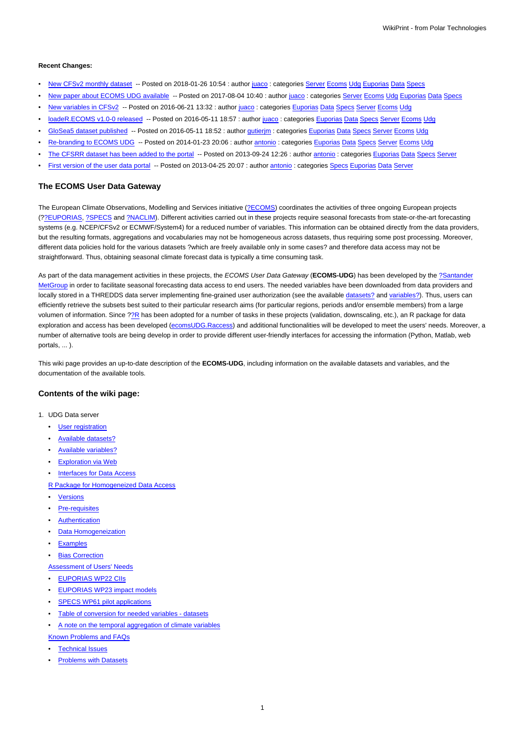**Recent Changes:**

- New CFSv2 monthly dataset -- Posted on 2018-01-26 10:54 : author juaco : categories Server Ecoms Udg Euporias Data Specs
- New paper about ECOMS UDG available -- Posted on 2017-08-04 10:40 : author juaco : categories Server Ecoms Udg Euporias Data Specs
- New variables in CFSv2 -- Posted on 2016-06-21 13:32 : author juaco : categories Euporias Data Specs Server Ecoms Udg
- loadeR.ECOMS v1.0-0 released -- Posted on 2016-05-11 18:57 : author juaco : categories Euporias Data Specs Server Ecoms Udg
- GloSea5 dataset published -- Posted on 2016-05-11 18:52 : author gutierjm : categories Euporias Data Specs Server Ecoms Udg
- Re-branding to ECOMS UDG -- Posted on 2014-01-23 20:06 : author antonio : categories Euporias Data Specs Server Ecoms Udg
- The CFSRR dataset has been added to the portal -- Posted on 2013-09-24 12:26 : author antonio : categories Euporias Data Specs Server
- First version of the user data portal -- Posted on 2013-04-25 20:07 : author antonio : categories Specs Euporias Data Server

## The ECOMS User Data Gateway

The European Climate Observations, Modelling and Services initiative (?ECOMS) coordinates the activities of three ongoing European projects (??EUPORIAS, ?SPECS and ?NACLIM). Different activities carried out in these projects require seasonal forecasts from state-or-the-art forecasting systems (e.g. NCEP/CFSv2 or ECMWF/System4) for a reduced number of variables. This information can be obtained directly from the data providers, but the resulting formats, aggregations and vocabularies may not be homogeneous across datasets, thus requiring some post processing. Moreover, different data policies hold for the various datasets ?which are freely available only in some cases? and therefore data access may not be straightforward. Thus, obtaining seasonal climate forecast data is typically a time consuming task.

As part of the data management activities in these projects, the *ECOMS User Data Gateway* (**ECOMS-UDG**) has been developed by the ?Santander MetGroup in order to facilitate seasonal forecasting data access to end users. The needed variables have been downloaded from data providers and locally stored in a THREDDS data server implementing fine-grained user authorization (see the available datasets? and variables?). Thus, users can efficiently retrieve the subsets best suited to their particular research aims (for particular regions, periods and/or ensemble members) from a large volumen of information. Since ??R has been adopted for a number of tasks in these projects (validation, downscaling, etc.), an R package for data exploration and access has been developed (ecomsUDG.Raccess) and additional functionalities will be developed to meet the users' needs. Moreover, a number of alternative tools are being develop in order to provide different user-friendly interfaces for accessing the information (Python, Matlab, web portals, ... ).

This wiki page provides an up-to-date description of the **ECOMS-UDG**, including information on the available datasets and variables, and the documentation of the available tools.

### Contents of the wiki page:

1. UDG Data server
   - User registration
   - Available datasets?
   - Available variables?
   - Exploration via Web
   - Interfaces for Data Access

   R Package for Homogeneized Data Access
   - Versions
   - Pre-requisites
   - Authentication
   - Data Homogeneization
   - Examples
   - Bias Correction

   Assessment of Users' Needs
   - EUPORIAS WP22 CIIs
   - EUPORIAS WP23 impact models
   - SPECS WP61 pilot applications
   - Table of conversion for needed variables - datasets
   - A note on the temporal aggregation of climate variables

   Known Problems and FAQs
   - Technical Issues
   - Problems with Datasets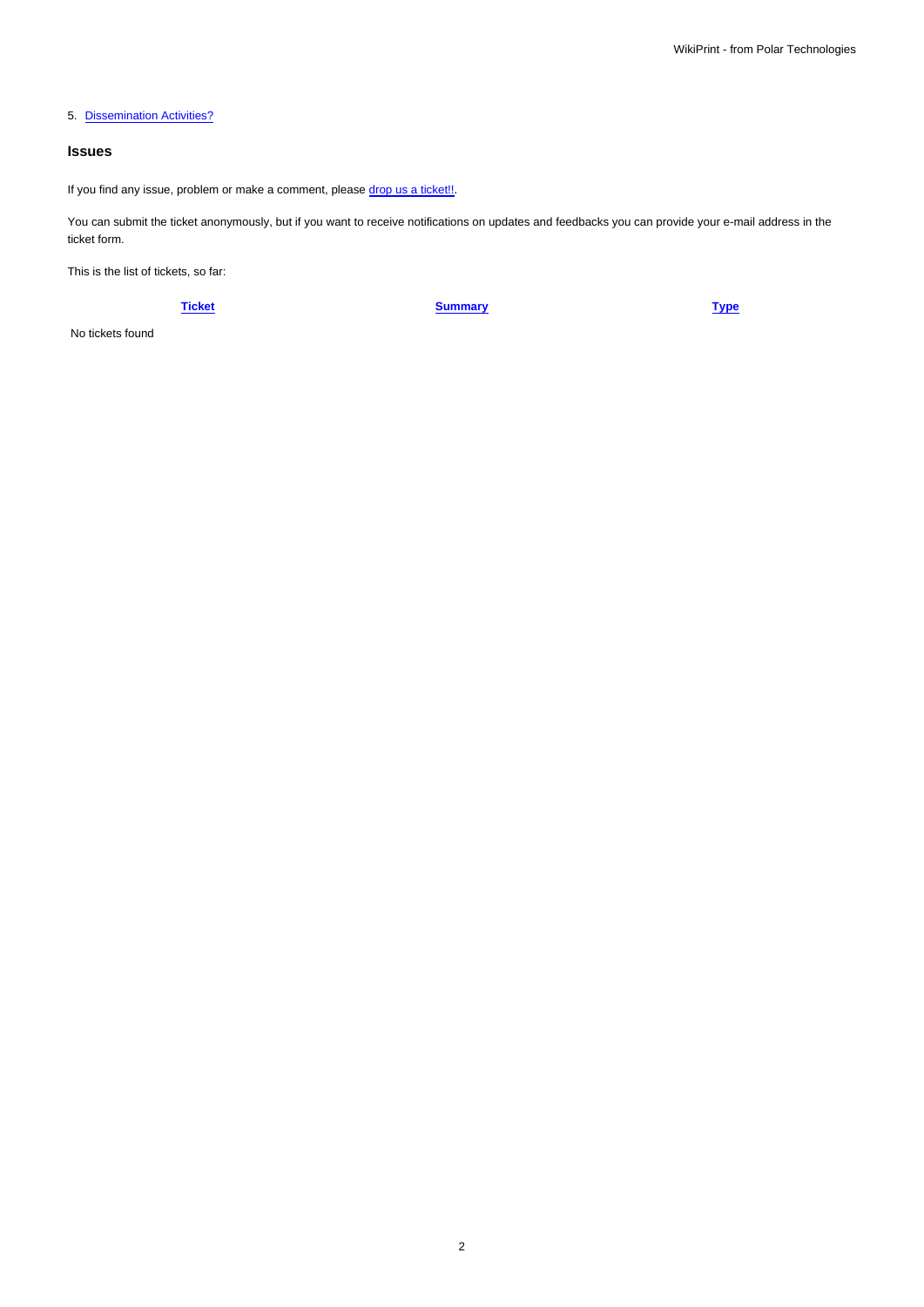5. Dissemination Activities?

### Issues

If you find any issue, problem or make a comment, please drop us a ticket!!.

You can submit the ticket anonymously, but if you want to receive notifications on updates and feedbacks you can provide your e-mail address in the ticket form.

This is the list of tickets, so far:

| Ticket | Summary | Type |
|---|---|---|
| No tickets found | | |